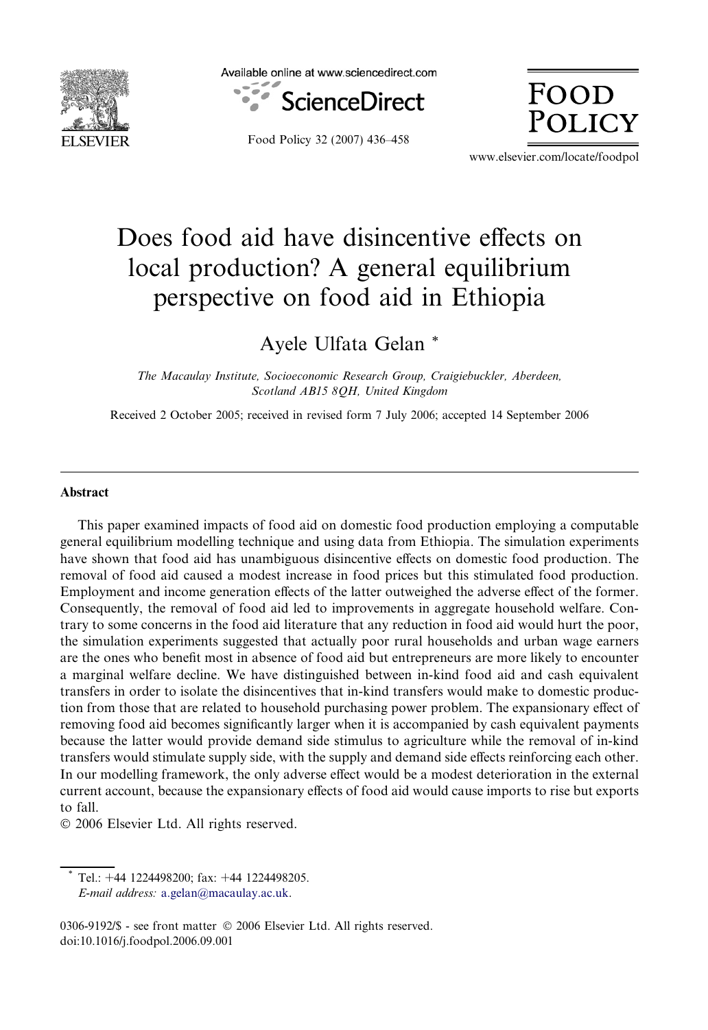# Does food aid have disincentive effects on local production? A general equilibrium perspective on food aid in Ethiopia

Ayele Ulfata Gelan *

*The Macaulay Institute, Socioeconomic Research Group, Craigiebuckler, Aberdeen, Scotland AB15 8QH, United Kingdom*

Received 2 October 2005; received in revised form 7 July 2006; accepted 14 September 2006

## Abstract

This paper examined impacts of food aid on domestic food production employing a computable general equilibrium modelling technique and using data from Ethiopia. The simulation experiments have shown that food aid has unambiguous disincentive effects on domestic food production. The removal of food aid caused a modest increase in food prices but this stimulated food production. Employment and income generation effects of the latter outweighed the adverse effect of the former. Consequently, the removal of food aid led to improvements in aggregate household welfare. Contrary to some concerns in the food aid literature that any reduction in food aid would hurt the poor, the simulation experiments suggested that actually poor rural households and urban wage earners are the ones who benefit most in absence of food aid but entrepreneurs are more likely to encounter a marginal welfare decline. We have distinguished between in-kind food aid and cash equivalent transfers in order to isolate the disincentives that in-kind transfers would make to domestic production from those that are related to household purchasing power problem. The expansionary effect of removing food aid becomes significantly larger when it is accompanied by cash equivalent payments because the latter would provide demand side stimulus to agriculture while the removal of in-kind transfers would stimulate supply side, with the supply and demand side effects reinforcing each other. In our modelling framework, the only adverse effect would be a modest deterioration in the external current account, because the expansionary effects of food aid would cause imports to rise but exports to fall.

© 2006 Elsevier Ltd. All rights reserved.

---

* Tel.: +44 1224498200; fax: +44 1224498205.
*E-mail address:* a.gelan@macaulay.ac.uk.

0306-9192/$ - see front matter © 2006 Elsevier Ltd. All rights reserved.
doi:10.1016/j.foodpol.2006.09.001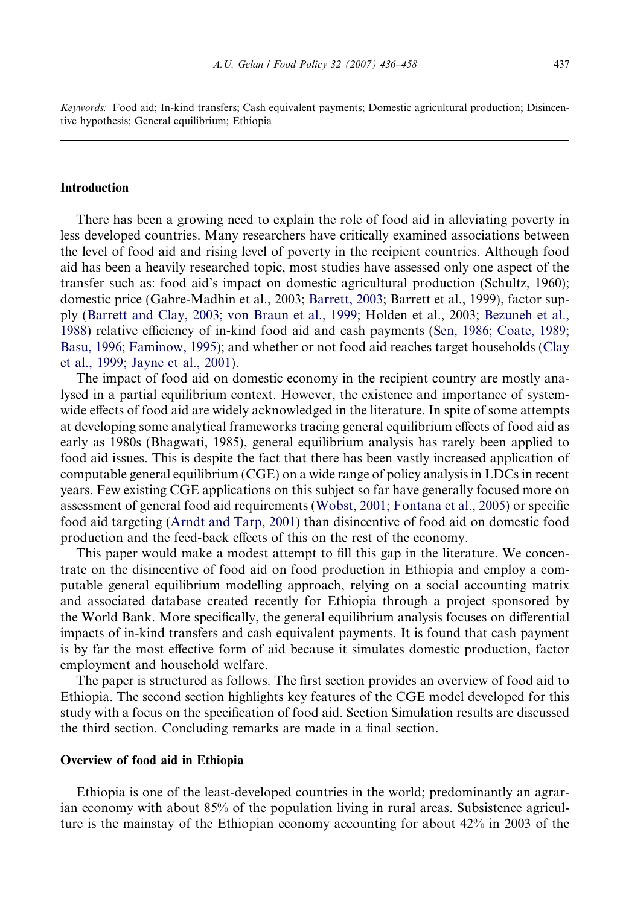*Keywords:* Food aid; In-kind transfers; Cash equivalent payments; Domestic agricultural production; Disincentive hypothesis; General equilibrium; Ethiopia

## Introduction

There has been a growing need to explain the role of food aid in alleviating poverty in less developed countries. Many researchers have critically examined associations between the level of food aid and rising level of poverty in the recipient countries. Although food aid has been a heavily researched topic, most studies have assessed only one aspect of the transfer such as: food aid's impact on domestic agricultural production (Schultz, 1960); domestic price (Gabre-Madhin et al., 2003; Barrett, 2003; Barrett et al., 1999), factor supply (Barrett and Clay, 2003; von Braun et al., 1999; Holden et al., 2003; Bezuneh et al., 1988) relative efficiency of in-kind food aid and cash payments (Sen, 1986; Coate, 1989; Basu, 1996; Faminow, 1995); and whether or not food aid reaches target households (Clay et al., 1999; Jayne et al., 2001).

The impact of food aid on domestic economy in the recipient country are mostly analysed in a partial equilibrium context. However, the existence and importance of system-wide effects of food aid are widely acknowledged in the literature. In spite of some attempts at developing some analytical frameworks tracing general equilibrium effects of food aid as early as 1980s (Bhagwati, 1985), general equilibrium analysis has rarely been applied to food aid issues. This is despite the fact that there has been vastly increased application of computable general equilibrium (CGE) on a wide range of policy analysis in LDCs in recent years. Few existing CGE applications on this subject so far have generally focused more on assessment of general food aid requirements (Wobst, 2001; Fontana et al., 2005) or specific food aid targeting (Arndt and Tarp, 2001) than disincentive of food aid on domestic food production and the feed-back effects of this on the rest of the economy.

This paper would make a modest attempt to fill this gap in the literature. We concentrate on the disincentive of food aid on food production in Ethiopia and employ a computable general equilibrium modelling approach, relying on a social accounting matrix and associated database created recently for Ethiopia through a project sponsored by the World Bank. More specifically, the general equilibrium analysis focuses on differential impacts of in-kind transfers and cash equivalent payments. It is found that cash payment is by far the most effective form of aid because it simulates domestic production, factor employment and household welfare.

The paper is structured as follows. The first section provides an overview of food aid to Ethiopia. The second section highlights key features of the CGE model developed for this study with a focus on the specification of food aid. Section Simulation results are discussed the third section. Concluding remarks are made in a final section.

## Overview of food aid in Ethiopia

Ethiopia is one of the least-developed countries in the world; predominantly an agrarian economy with about 85% of the population living in rural areas. Subsistence agriculture is the mainstay of the Ethiopian economy accounting for about 42% in 2003 of the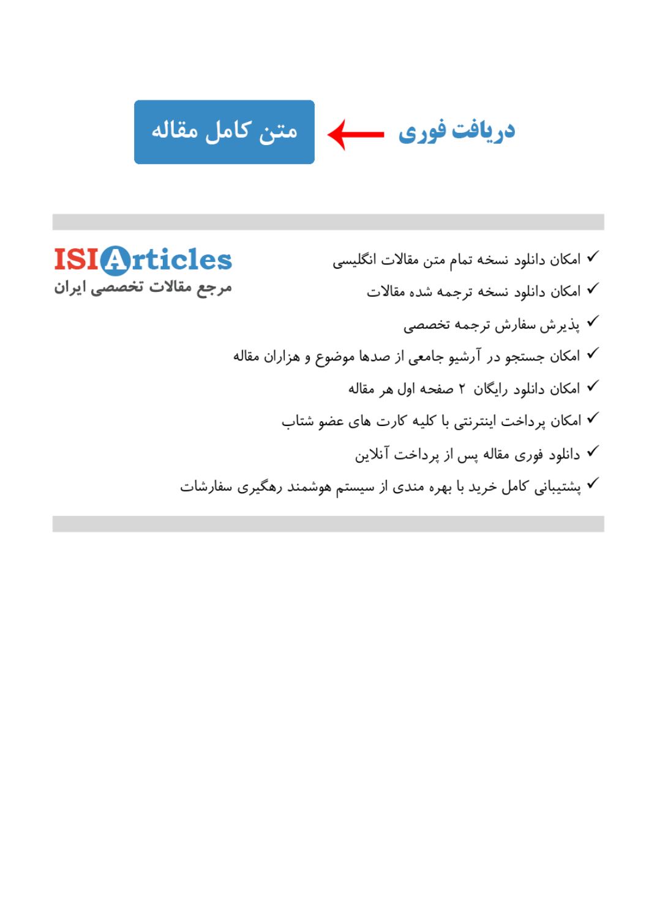دریافت فوری ← متن کامل مقاله

ISIArticles
مرجع مقالات تخصصی ایران

- ✓ امکان دانلود نسخه تمام متن مقالات انگلیسی
- ✓ امکان دانلود نسخه ترجمه شده مقالات
- ✓ پذیرش سفارش ترجمه تخصصی
- ✓ امکان جستجو در آرشیو جامعی از صدها موضوع و هزاران مقاله
- ✓ امکان دانلود رایگان ۲ صفحه اول هر مقاله
- ✓ امکان پرداخت اینترنتی با کلیه کارت های عضو شتاب
- ✓ دانلود فوری مقاله پس از پرداخت آنلاین
- ✓ پشتیبانی کامل خرید با بهره مندی از سیستم هوشمند رهگیری سفارشات